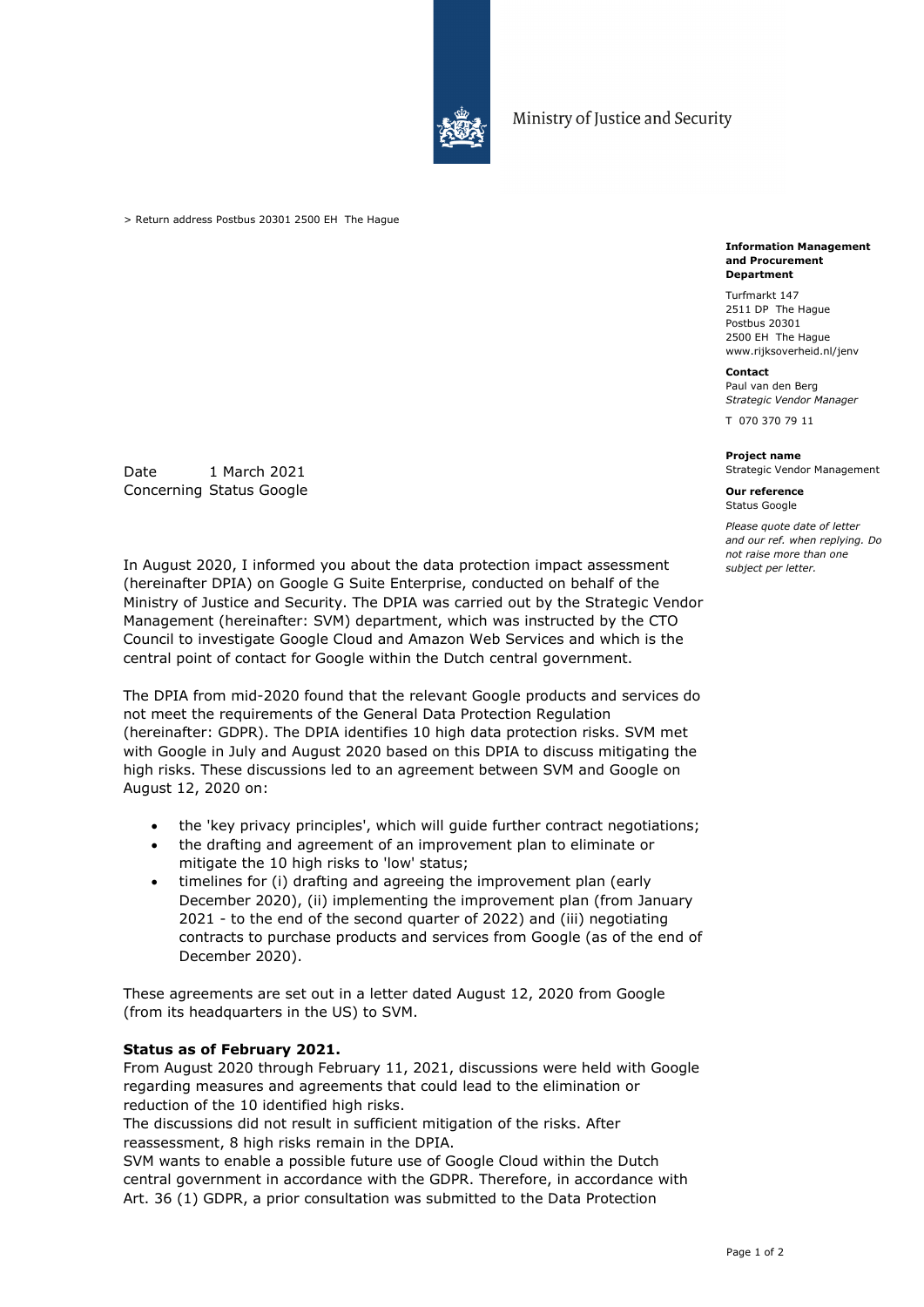Ministry of Justice and Security

> Return address Postbus 20301 2500 EH The Hague

**Information Management and Procurement Department**

Turfmarkt 147
2511 DP The Hague
Postbus 20301
2500 EH The Hague
www.rijksoverheid.nl/jenv

**Contact**
Paul van den Berg
*Strategic Vendor Manager*

T 070 370 79 11

**Project name**
Strategic Vendor Management

**Our reference**
Status Google

*Please quote date of letter and our ref. when replying. Do not raise more than one subject per letter.*

Date 1 March 2021
Concerning Status Google

In August 2020, I informed you about the data protection impact assessment (hereinafter DPIA) on Google G Suite Enterprise, conducted on behalf of the Ministry of Justice and Security. The DPIA was carried out by the Strategic Vendor Management (hereinafter: SVM) department, which was instructed by the CTO Council to investigate Google Cloud and Amazon Web Services and which is the central point of contact for Google within the Dutch central government.

The DPIA from mid-2020 found that the relevant Google products and services do not meet the requirements of the General Data Protection Regulation (hereinafter: GDPR). The DPIA identifies 10 high data protection risks. SVM met with Google in July and August 2020 based on this DPIA to discuss mitigating the high risks. These discussions led to an agreement between SVM and Google on August 12, 2020 on:

- the 'key privacy principles', which will guide further contract negotiations;
- the drafting and agreement of an improvement plan to eliminate or mitigate the 10 high risks to 'low' status;
- timelines for (i) drafting and agreeing the improvement plan (early December 2020), (ii) implementing the improvement plan (from January 2021 - to the end of the second quarter of 2022) and (iii) negotiating contracts to purchase products and services from Google (as of the end of December 2020).

These agreements are set out in a letter dated August 12, 2020 from Google (from its headquarters in the US) to SVM.

**Status as of February 2021.**
From August 2020 through February 11, 2021, discussions were held with Google regarding measures and agreements that could lead to the elimination or reduction of the 10 identified high risks.
The discussions did not result in sufficient mitigation of the risks. After reassessment, 8 high risks remain in the DPIA.
SVM wants to enable a possible future use of Google Cloud within the Dutch central government in accordance with the GDPR. Therefore, in accordance with Art. 36 (1) GDPR, a prior consultation was submitted to the Data Protection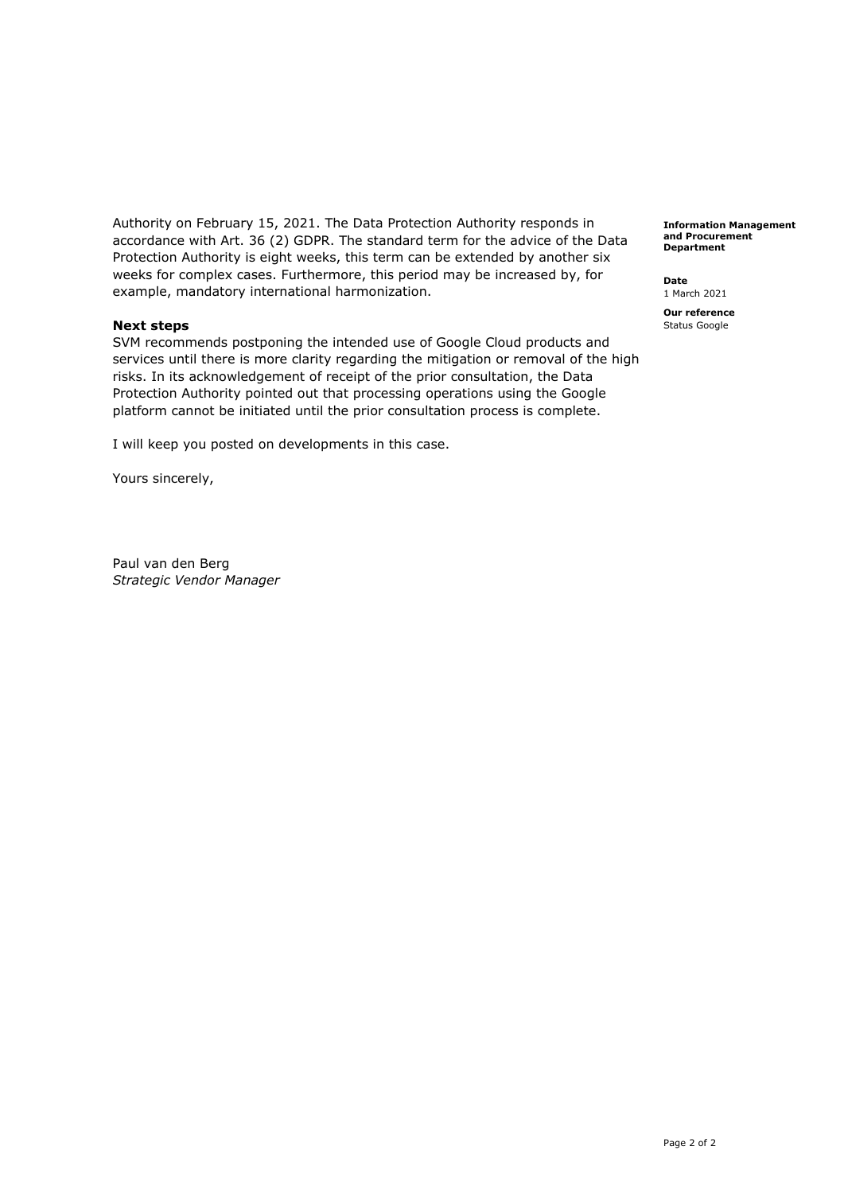Authority on February 15, 2021. The Data Protection Authority responds in accordance with Art. 36 (2) GDPR. The standard term for the advice of the Data Protection Authority is eight weeks, this term can be extended by another six weeks for complex cases. Furthermore, this period may be increased by, for example, mandatory international harmonization.

**Information Management and Procurement Department**

**Date**
1 March 2021

**Our reference**
Status Google

**Next steps**

SVM recommends postponing the intended use of Google Cloud products and services until there is more clarity regarding the mitigation or removal of the high risks. In its acknowledgement of receipt of the prior consultation, the Data Protection Authority pointed out that processing operations using the Google platform cannot be initiated until the prior consultation process is complete.

I will keep you posted on developments in this case.

Yours sincerely,

Paul van den Berg
*Strategic Vendor Manager*